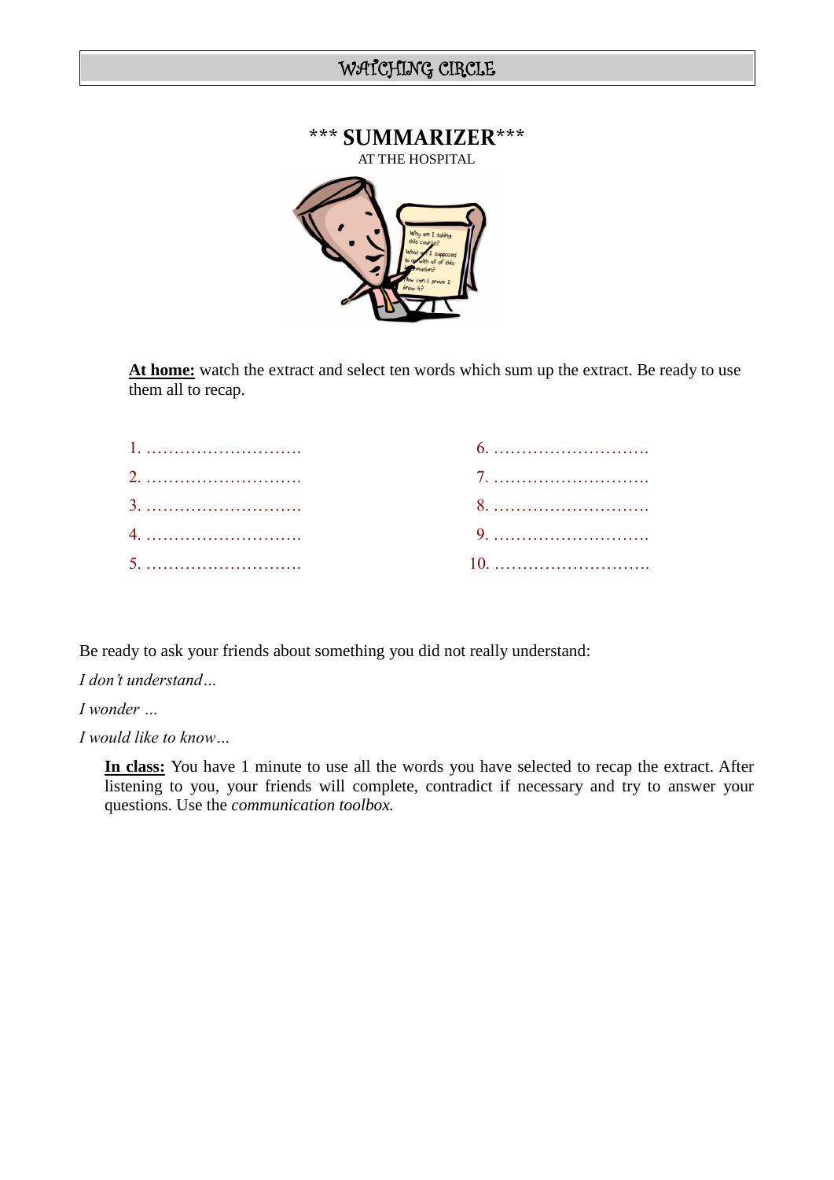# WATCHING CIRCLE

## *** SUMMARIZER***

AT THE HOSPITAL

**At home:** watch the extract and select ten words which sum up the extract. Be ready to use them all to recap.

1. ……………………….
2. ……………………….
3. ……………………….
4. ……………………….
5. ……………………….
6. ……………………….
7. ……………………….
8. ……………………….
9. ……………………….
10. ……………………….

Be ready to ask your friends about something you did not really understand:

*I don't understand…*

*I wonder …*

*I would like to know…*

**In class:** You have 1 minute to use all the words you have selected to recap the extract. After listening to you, your friends will complete, contradict if necessary and try to answer your questions. Use the *communication toolbox.*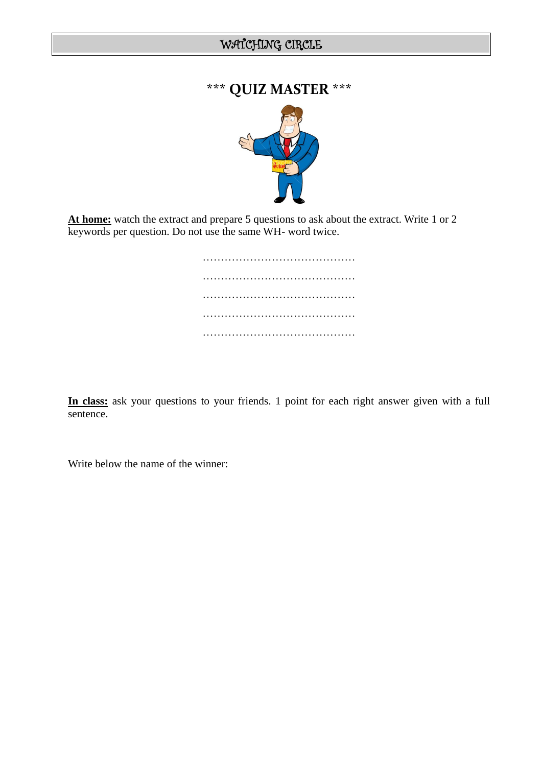# WATCHING CIRCLE

## *** QUIZ MASTER ***

**At home:** watch the extract and prepare 5 questions to ask about the extract. Write 1 or 2 keywords per question. Do not use the same WH- word twice.

……………………………………

……………………………………

……………………………………

……………………………………

……………………………………

**In class:** ask your questions to your friends. 1 point for each right answer given with a full sentence.

Write below the name of the winner: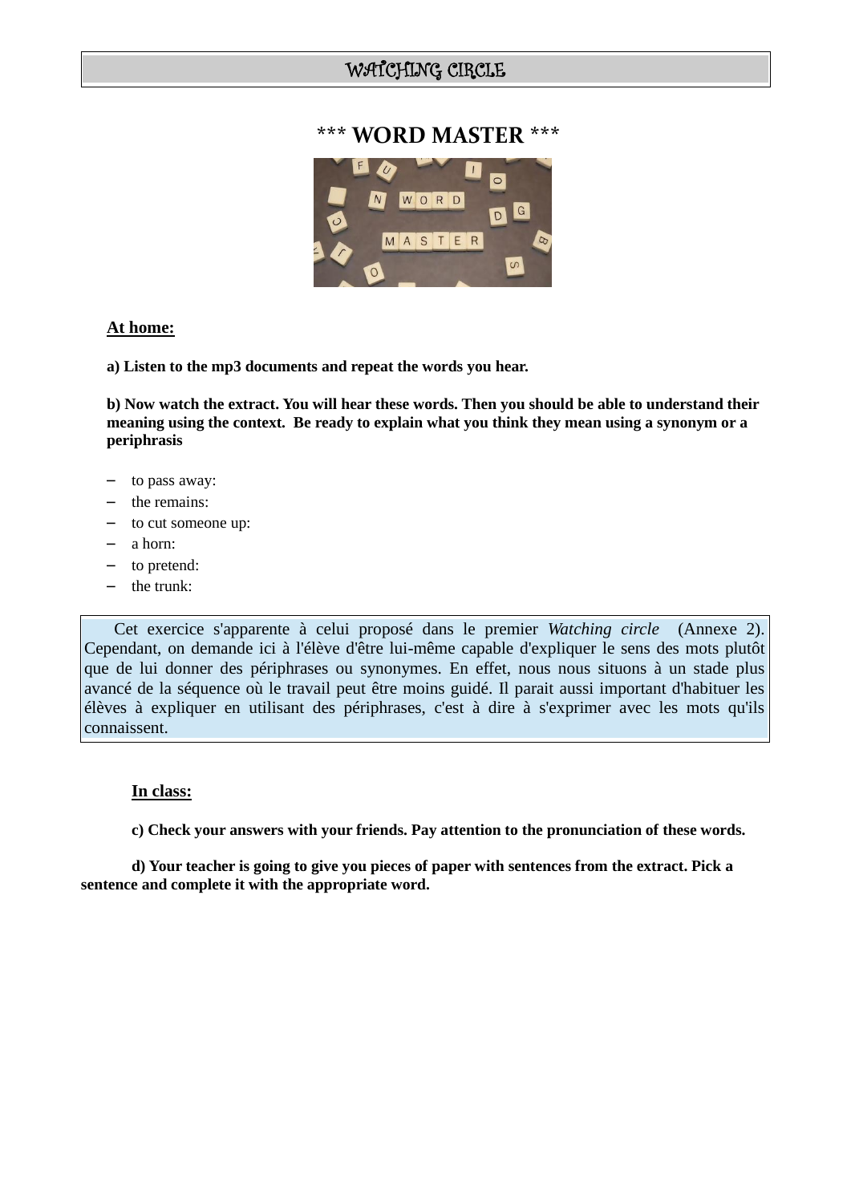# WATCHING CIRCLE

## *** WORD MASTER ***

**At home:**

**a) Listen to the mp3 documents and repeat the words you hear.**

**b) Now watch the extract. You will hear these words. Then you should be able to understand their meaning using the context. Be ready to explain what you think they mean using a synonym or a periphrasis**

- to pass away:
- the remains:
- to cut someone up:
- a horn:
- to pretend:
- the trunk:

> Cet exercice s'apparente à celui proposé dans le premier *Watching circle* (Annexe 2). Cependant, on demande ici à l'élève d'être lui-même capable d'expliquer le sens des mots plutôt que de lui donner des périphrases ou synonymes. En effet, nous nous situons à un stade plus avancé de la séquence où le travail peut être moins guidé. Il parait aussi important d'habituer les élèves à expliquer en utilisant des périphrases, c'est à dire à s'exprimer avec les mots qu'ils connaissent.

**In class:**

**c) Check your answers with your friends. Pay attention to the pronunciation of these words.**

**d) Your teacher is going to give you pieces of paper with sentences from the extract. Pick a sentence and complete it with the appropriate word.**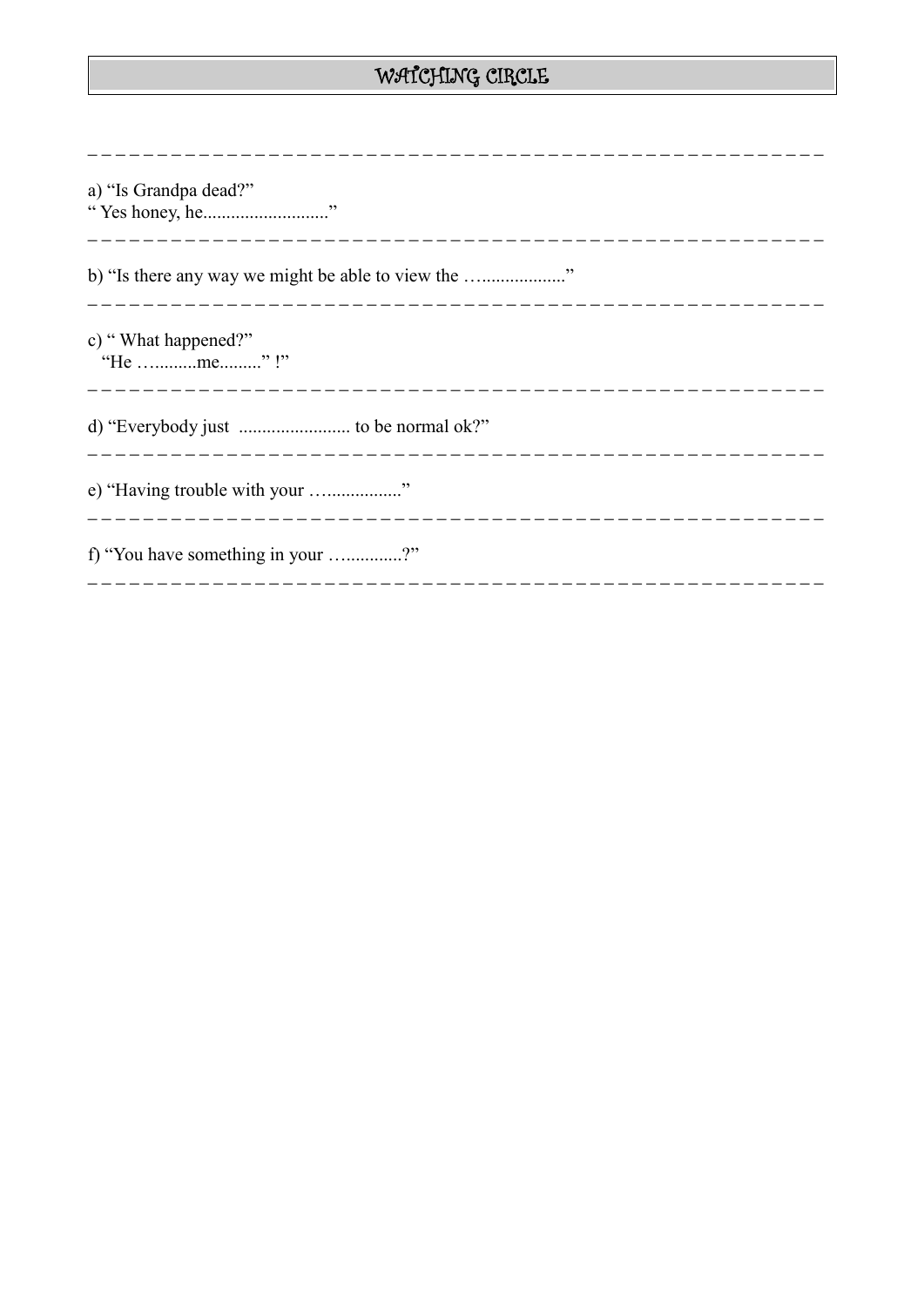# WATCHING CIRCLE

---

a) “Is Grandpa dead?”
“ Yes honey, he...........................”

---

b) “Is there any way we might be able to view the …..................”

---

c) “ What happened?”
“He …..........me.........” !”

---

d) “Everybody just ........................ to be normal ok?”

---

e) “Having trouble with your …................”

---

f) “You have something in your …............?”

---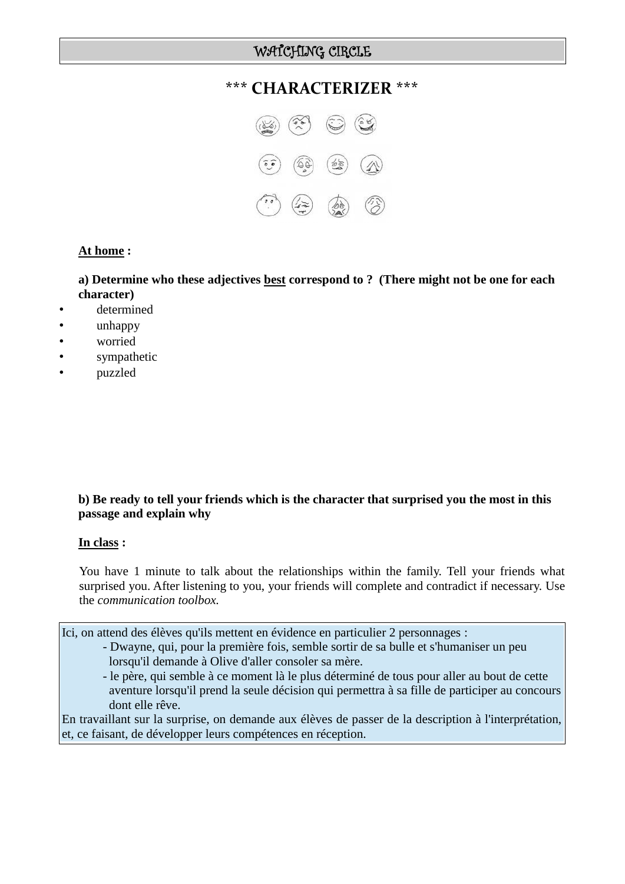# WATCHING CIRCLE

## *** CHARACTERIZER ***

**<u>At home</u> :**

**a) Determine who these adjectives <u>best</u> correspond to ? (There might not be one for each character)**

- determined
- unhappy
- worried
- sympathetic
- puzzled

**b) Be ready to tell your friends which is the character that surprised you the most in this passage and explain why**

**<u>In class</u> :**

You have 1 minute to talk about the relationships within the family. Tell your friends what surprised you. After listening to you, your friends will complete and contradict if necessary. Use the *communication toolbox.*

Ici, on attend des élèves qu'ils mettent en évidence en particulier 2 personnages :

- Dwayne, qui, pour la première fois, semble sortir de sa bulle et s'humaniser un peu lorsqu'il demande à Olive d'aller consoler sa mère.
- le père, qui semble à ce moment là le plus déterminé de tous pour aller au bout de cette aventure lorsqu'il prend la seule décision qui permettra à sa fille de participer au concours dont elle rêve.

En travaillant sur la surprise, on demande aux élèves de passer de la description à l'interprétation, et, ce faisant, de développer leurs compétences en réception.